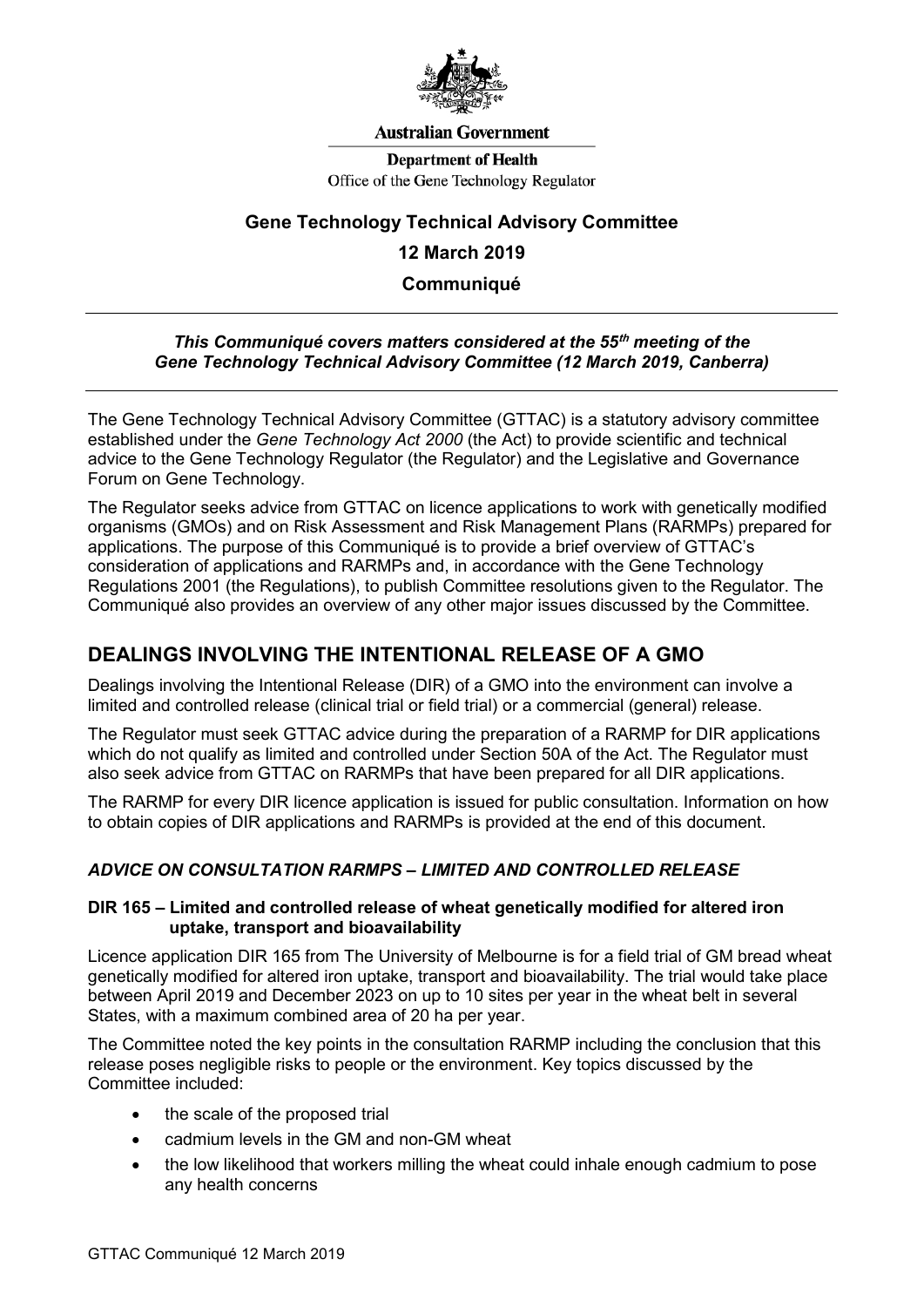**Australian Government**

**Department of Health**
Office of the Gene Technology Regulator

**Gene Technology Technical Advisory Committee**

**12 March 2019**

**Communiqué**

***This Communiqué covers matters considered at the 55th meeting of the Gene Technology Technical Advisory Committee (12 March 2019, Canberra)***

The Gene Technology Technical Advisory Committee (GTTAC) is a statutory advisory committee established under the *Gene Technology Act 2000* (the Act) to provide scientific and technical advice to the Gene Technology Regulator (the Regulator) and the Legislative and Governance Forum on Gene Technology.

The Regulator seeks advice from GTTAC on licence applications to work with genetically modified organisms (GMOs) and on Risk Assessment and Risk Management Plans (RARMPs) prepared for applications. The purpose of this Communiqué is to provide a brief overview of GTTAC's consideration of applications and RARMPs and, in accordance with the Gene Technology Regulations 2001 (the Regulations), to publish Committee resolutions given to the Regulator. The Communiqué also provides an overview of any other major issues discussed by the Committee.

## DEALINGS INVOLVING THE INTENTIONAL RELEASE OF A GMO

Dealings involving the Intentional Release (DIR) of a GMO into the environment can involve a limited and controlled release (clinical trial or field trial) or a commercial (general) release.

The Regulator must seek GTTAC advice during the preparation of a RARMP for DIR applications which do not qualify as limited and controlled under Section 50A of the Act. The Regulator must also seek advice from GTTAC on RARMPs that have been prepared for all DIR applications.

The RARMP for every DIR licence application is issued for public consultation. Information on how to obtain copies of DIR applications and RARMPs is provided at the end of this document.

### *ADVICE ON CONSULTATION RARMPS – LIMITED AND CONTROLLED RELEASE*

#### DIR 165 – Limited and controlled release of wheat genetically modified for altered iron uptake, transport and bioavailability

Licence application DIR 165 from The University of Melbourne is for a field trial of GM bread wheat genetically modified for altered iron uptake, transport and bioavailability. The trial would take place between April 2019 and December 2023 on up to 10 sites per year in the wheat belt in several States, with a maximum combined area of 20 ha per year.

The Committee noted the key points in the consultation RARMP including the conclusion that this release poses negligible risks to people or the environment. Key topics discussed by the Committee included:

- the scale of the proposed trial
- cadmium levels in the GM and non-GM wheat
- the low likelihood that workers milling the wheat could inhale enough cadmium to pose any health concerns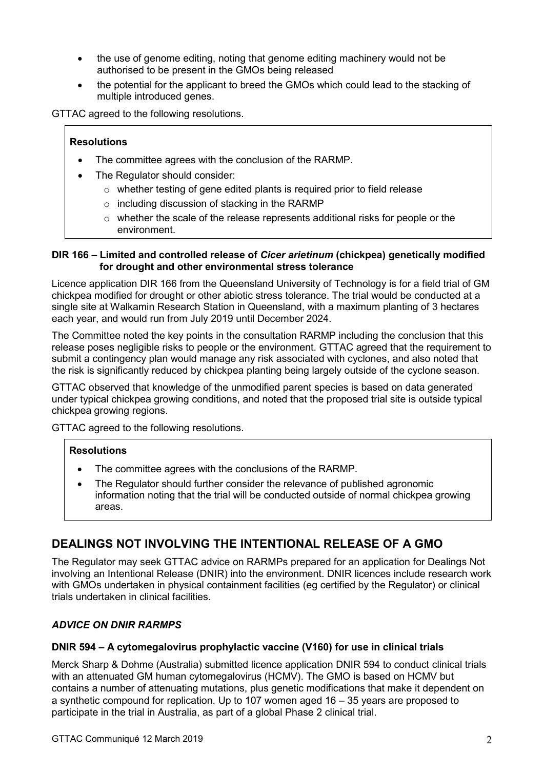- the use of genome editing, noting that genome editing machinery would not be authorised to be present in the GMOs being released
- the potential for the applicant to breed the GMOs which could lead to the stacking of multiple introduced genes.

GTTAC agreed to the following resolutions.

> **Resolutions**
>
> - The committee agrees with the conclusion of the RARMP.
> - The Regulator should consider:
>   - whether testing of gene edited plants is required prior to field release
>   - including discussion of stacking in the RARMP
>   - whether the scale of the release represents additional risks for people or the environment.

#### DIR 166 – Limited and controlled release of *Cicer arietinum* (chickpea) genetically modified for drought and other environmental stress tolerance

Licence application DIR 166 from the Queensland University of Technology is for a field trial of GM chickpea modified for drought or other abiotic stress tolerance. The trial would be conducted at a single site at Walkamin Research Station in Queensland, with a maximum planting of 3 hectares each year, and would run from July 2019 until December 2024.

The Committee noted the key points in the consultation RARMP including the conclusion that this release poses negligible risks to people or the environment. GTTAC agreed that the requirement to submit a contingency plan would manage any risk associated with cyclones, and also noted that the risk is significantly reduced by chickpea planting being largely outside of the cyclone season.

GTTAC observed that knowledge of the unmodified parent species is based on data generated under typical chickpea growing conditions, and noted that the proposed trial site is outside typical chickpea growing regions.

GTTAC agreed to the following resolutions.

> **Resolutions**
>
> - The committee agrees with the conclusions of the RARMP.
> - The Regulator should further consider the relevance of published agronomic information noting that the trial will be conducted outside of normal chickpea growing areas.

## DEALINGS NOT INVOLVING THE INTENTIONAL RELEASE OF A GMO

The Regulator may seek GTTAC advice on RARMPs prepared for an application for Dealings Not involving an Intentional Release (DNIR) into the environment. DNIR licences include research work with GMOs undertaken in physical containment facilities (eg certified by the Regulator) or clinical trials undertaken in clinical facilities.

### *ADVICE ON DNIR RARMPS*

#### DNIR 594 – A cytomegalovirus prophylactic vaccine (V160) for use in clinical trials

Merck Sharp & Dohme (Australia) submitted licence application DNIR 594 to conduct clinical trials with an attenuated GM human cytomegalovirus (HCMV). The GMO is based on HCMV but contains a number of attenuating mutations, plus genetic modifications that make it dependent on a synthetic compound for replication. Up to 107 women aged 16 – 35 years are proposed to participate in the trial in Australia, as part of a global Phase 2 clinical trial.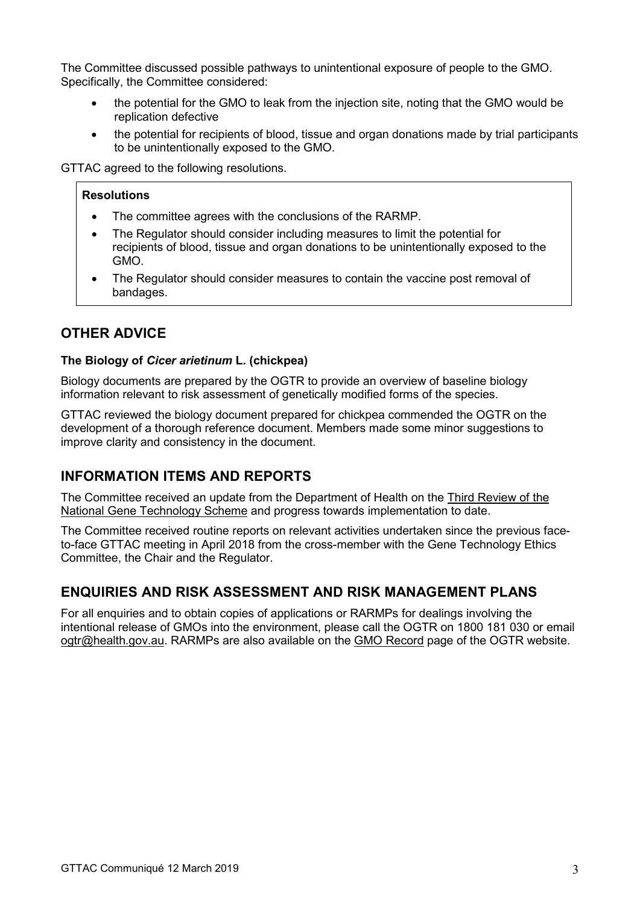The Committee discussed possible pathways to unintentional exposure of people to the GMO. Specifically, the Committee considered:

- the potential for the GMO to leak from the injection site, noting that the GMO would be replication defective
- the potential for recipients of blood, tissue and organ donations made by trial participants to be unintentionally exposed to the GMO.

GTTAC agreed to the following resolutions.

**Resolutions**

- The committee agrees with the conclusions of the RARMP.
- The Regulator should consider including measures to limit the potential for recipients of blood, tissue and organ donations to be unintentionally exposed to the GMO.
- The Regulator should consider measures to contain the vaccine post removal of bandages.

## OTHER ADVICE

### The Biology of *Cicer arietinum* L. (chickpea)

Biology documents are prepared by the OGTR to provide an overview of baseline biology information relevant to risk assessment of genetically modified forms of the species.

GTTAC reviewed the biology document prepared for chickpea commended the OGTR on the development of a thorough reference document. Members made some minor suggestions to improve clarity and consistency in the document.

## INFORMATION ITEMS AND REPORTS

The Committee received an update from the Department of Health on the Third Review of the National Gene Technology Scheme and progress towards implementation to date.

The Committee received routine reports on relevant activities undertaken since the previous face-to-face GTTAC meeting in April 2018 from the cross-member with the Gene Technology Ethics Committee, the Chair and the Regulator.

## ENQUIRIES AND RISK ASSESSMENT AND RISK MANAGEMENT PLANS

For all enquiries and to obtain copies of applications or RARMPs for dealings involving the intentional release of GMOs into the environment, please call the OGTR on 1800 181 030 or email ogtr@health.gov.au. RARMPs are also available on the GMO Record page of the OGTR website.